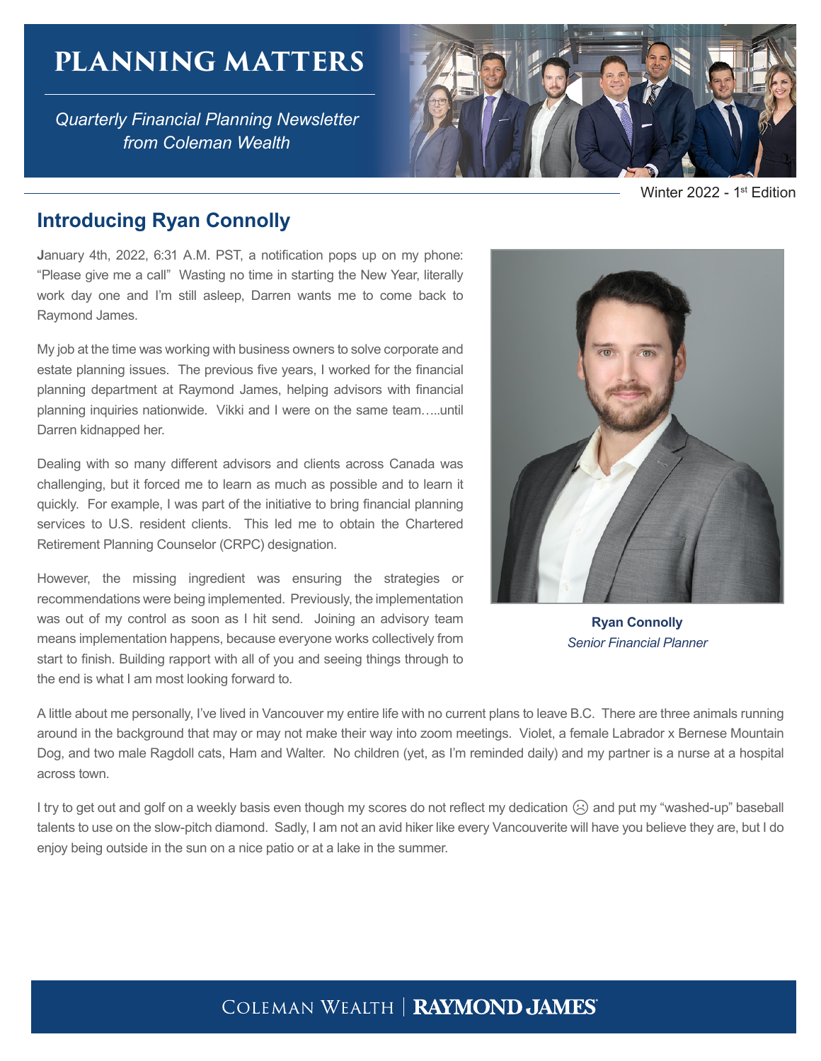# PLANNING MATTERS

*Quarterly Financial Planning Newsletter from Coleman Wealth*

Winter 2022 - 1st Edition

## Introducing Ryan Connolly

**J**anuary 4th, 2022, 6:31 A.M. PST, a notification pops up on my phone: "Please give me a call" Wasting no time in starting the New Year, literally work day one and I'm still asleep, Darren wants me to come back to Raymond James.

My job at the time was working with business owners to solve corporate and estate planning issues. The previous five years, I worked for the financial planning department at Raymond James, helping advisors with financial planning inquiries nationwide. Vikki and I were on the same team…..until Darren kidnapped her.

Dealing with so many different advisors and clients across Canada was challenging, but it forced me to learn as much as possible and to learn it quickly. For example, I was part of the initiative to bring financial planning services to U.S. resident clients. This led me to obtain the Chartered Retirement Planning Counselor (CRPC) designation.

However, the missing ingredient was ensuring the strategies or recommendations were being implemented. Previously, the implementation was out of my control as soon as I hit send. Joining an advisory team means implementation happens, because everyone works collectively from start to finish. Building rapport with all of you and seeing things through to the end is what I am most looking forward to.

**Ryan Connolly**
*Senior Financial Planner*

A little about me personally, I've lived in Vancouver my entire life with no current plans to leave B.C. There are three animals running around in the background that may or may not make their way into zoom meetings. Violet, a female Labrador x Bernese Mountain Dog, and two male Ragdoll cats, Ham and Walter. No children (yet, as I'm reminded daily) and my partner is a nurse at a hospital across town.

I try to get out and golf on a weekly basis even though my scores do not reflect my dedication ☹ and put my "washed-up" baseball talents to use on the slow-pitch diamond. Sadly, I am not an avid hiker like every Vancouverite will have you believe they are, but I do enjoy being outside in the sun on a nice patio or at a lake in the summer.

COLEMAN WEALTH | RAYMOND JAMES®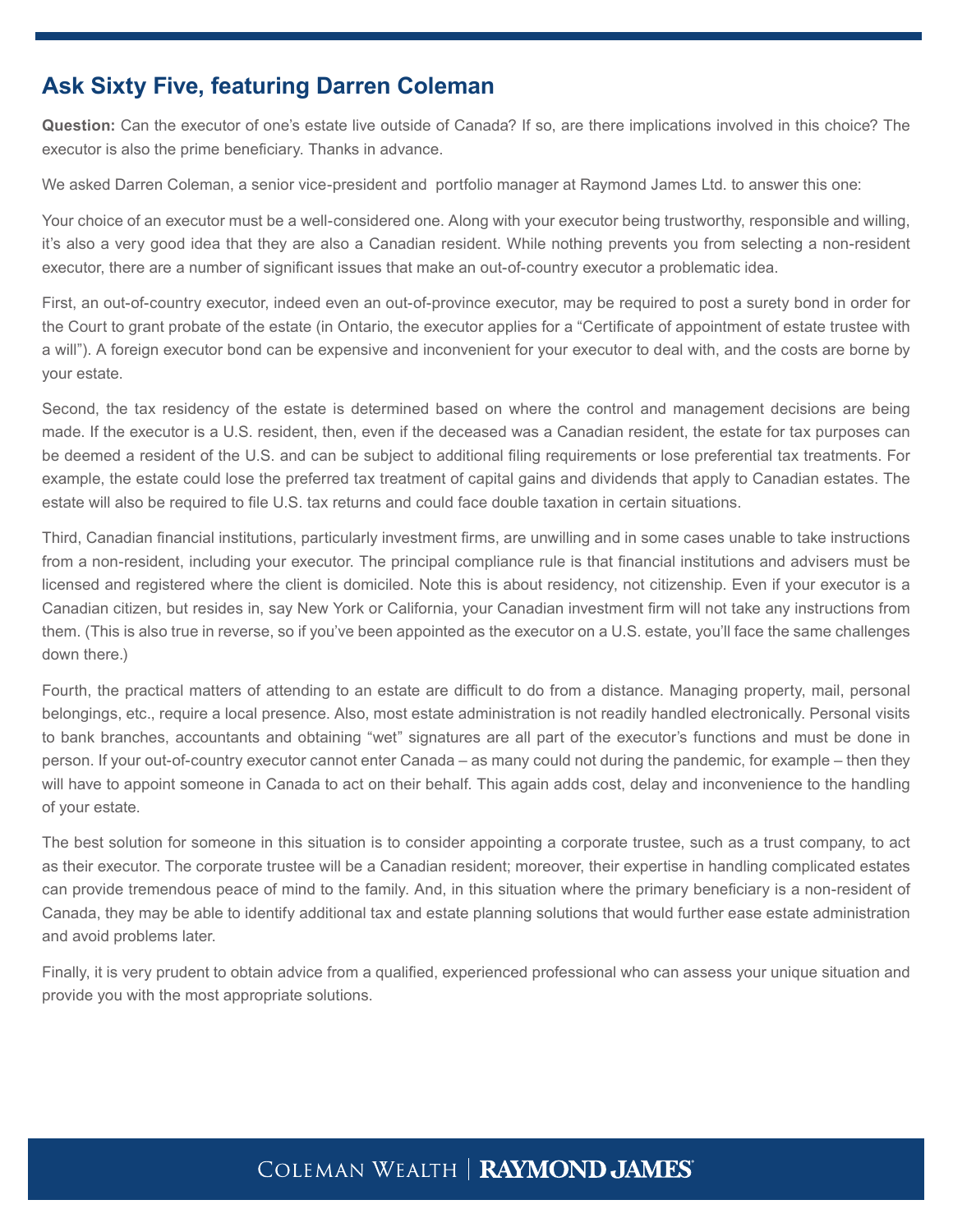## Ask Sixty Five, featuring Darren Coleman

**Question:** Can the executor of one's estate live outside of Canada? If so, are there implications involved in this choice? The executor is also the prime beneficiary. Thanks in advance.

We asked Darren Coleman, a senior vice-president and portfolio manager at Raymond James Ltd. to answer this one:

Your choice of an executor must be a well-considered one. Along with your executor being trustworthy, responsible and willing, it's also a very good idea that they are also a Canadian resident. While nothing prevents you from selecting a non-resident executor, there are a number of significant issues that make an out-of-country executor a problematic idea.

First, an out-of-country executor, indeed even an out-of-province executor, may be required to post a surety bond in order for the Court to grant probate of the estate (in Ontario, the executor applies for a "Certificate of appointment of estate trustee with a will"). A foreign executor bond can be expensive and inconvenient for your executor to deal with, and the costs are borne by your estate.

Second, the tax residency of the estate is determined based on where the control and management decisions are being made. If the executor is a U.S. resident, then, even if the deceased was a Canadian resident, the estate for tax purposes can be deemed a resident of the U.S. and can be subject to additional filing requirements or lose preferential tax treatments. For example, the estate could lose the preferred tax treatment of capital gains and dividends that apply to Canadian estates. The estate will also be required to file U.S. tax returns and could face double taxation in certain situations.

Third, Canadian financial institutions, particularly investment firms, are unwilling and in some cases unable to take instructions from a non-resident, including your executor. The principal compliance rule is that financial institutions and advisers must be licensed and registered where the client is domiciled. Note this is about residency, not citizenship. Even if your executor is a Canadian citizen, but resides in, say New York or California, your Canadian investment firm will not take any instructions from them. (This is also true in reverse, so if you've been appointed as the executor on a U.S. estate, you'll face the same challenges down there.)

Fourth, the practical matters of attending to an estate are difficult to do from a distance. Managing property, mail, personal belongings, etc., require a local presence. Also, most estate administration is not readily handled electronically. Personal visits to bank branches, accountants and obtaining "wet" signatures are all part of the executor's functions and must be done in person. If your out-of-country executor cannot enter Canada – as many could not during the pandemic, for example – then they will have to appoint someone in Canada to act on their behalf. This again adds cost, delay and inconvenience to the handling of your estate.

The best solution for someone in this situation is to consider appointing a corporate trustee, such as a trust company, to act as their executor. The corporate trustee will be a Canadian resident; moreover, their expertise in handling complicated estates can provide tremendous peace of mind to the family. And, in this situation where the primary beneficiary is a non-resident of Canada, they may be able to identify additional tax and estate planning solutions that would further ease estate administration and avoid problems later.

Finally, it is very prudent to obtain advice from a qualified, experienced professional who can assess your unique situation and provide you with the most appropriate solutions.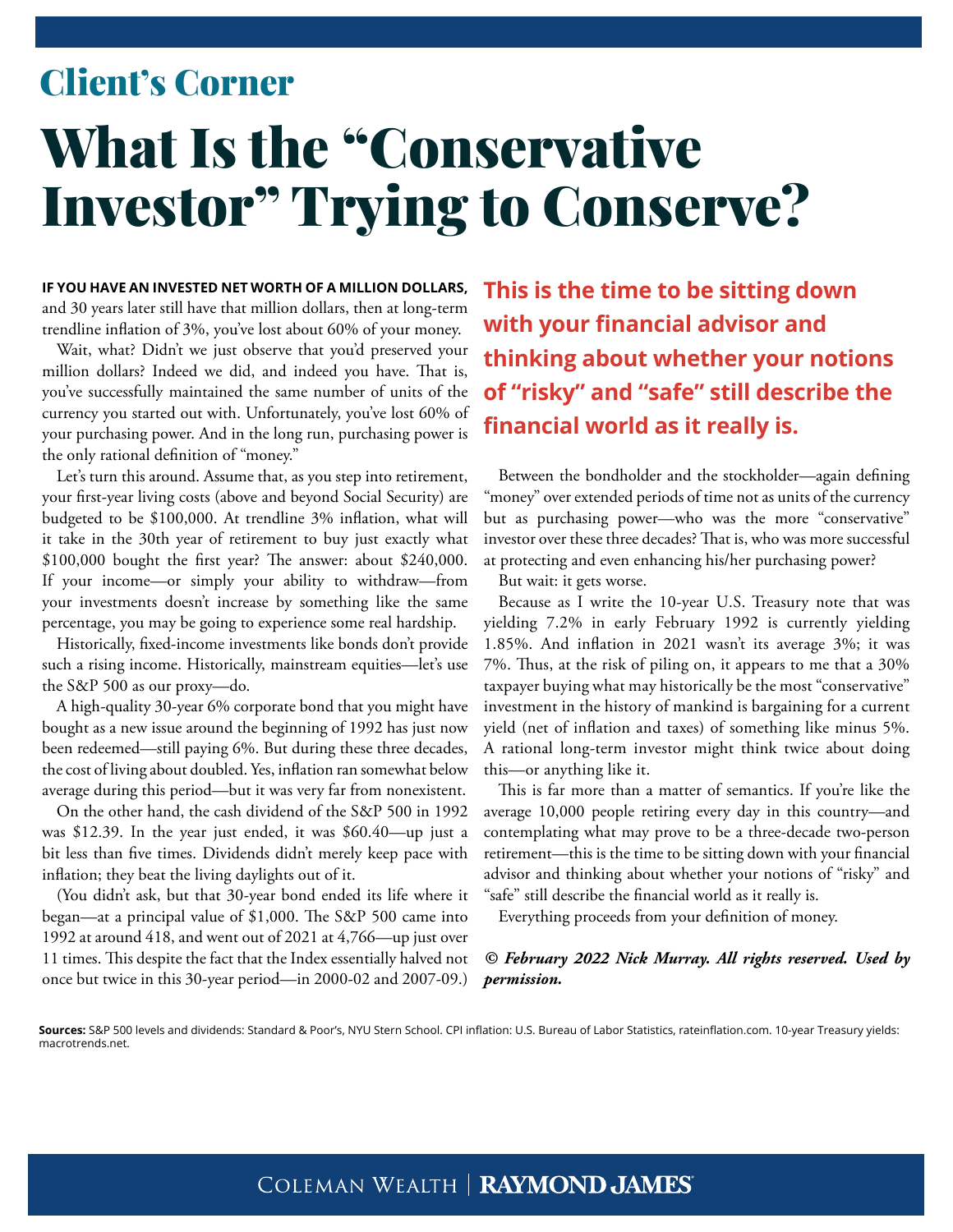## Client's Corner

# What Is the "Conservative Investor" Trying to Conserve?

**IF YOU HAVE AN INVESTED NET WORTH OF A MILLION DOLLARS,** and 30 years later still have that million dollars, then at long-term trendline inflation of 3%, you've lost about 60% of your money.

Wait, what? Didn't we just observe that you'd preserved your million dollars? Indeed we did, and indeed you have. That is, you've successfully maintained the same number of units of the currency you started out with. Unfortunately, you've lost 60% of your purchasing power. And in the long run, purchasing power is the only rational definition of "money."

Let's turn this around. Assume that, as you step into retirement, your first-year living costs (above and beyond Social Security) are budgeted to be $100,000. At trendline 3% inflation, what will it take in the 30th year of retirement to buy just exactly what $100,000 bought the first year? The answer: about $240,000. If your income—or simply your ability to withdraw—from your investments doesn't increase by something like the same percentage, you may be going to experience some real hardship.

Historically, fixed-income investments like bonds don't provide such a rising income. Historically, mainstream equities—let's use the S&P 500 as our proxy—do.

A high-quality 30-year 6% corporate bond that you might have bought as a new issue around the beginning of 1992 has just now been redeemed—still paying 6%. But during these three decades, the cost of living about doubled. Yes, inflation ran somewhat below average during this period—but it was very far from nonexistent.

On the other hand, the cash dividend of the S&P 500 in 1992 was $12.39. In the year just ended, it was $60.40—up just a bit less than five times. Dividends didn't merely keep pace with inflation; they beat the living daylights out of it.

(You didn't ask, but that 30-year bond ended its life where it began—at a principal value of $1,000. The S&P 500 came into 1992 at around 418, and went out of 2021 at 4,766—up just over 11 times. This despite the fact that the Index essentially halved not once but twice in this 30-year period—in 2000-02 and 2007-09.)

**This is the time to be sitting down with your financial advisor and thinking about whether your notions of "risky" and "safe" still describe the financial world as it really is.**

Between the bondholder and the stockholder—again defining "money" over extended periods of time not as units of the currency but as purchasing power—who was the more "conservative" investor over these three decades? That is, who was more successful at protecting and even enhancing his/her purchasing power?

But wait: it gets worse.

Because as I write the 10-year U.S. Treasury note that was yielding 7.2% in early February 1992 is currently yielding 1.85%. And inflation in 2021 wasn't its average 3%; it was 7%. Thus, at the risk of piling on, it appears to me that a 30% taxpayer buying what may historically be the most "conservative" investment in the history of mankind is bargaining for a current yield (net of inflation and taxes) of something like minus 5%. A rational long-term investor might think twice about doing this—or anything like it.

This is far more than a matter of semantics. If you're like the average 10,000 people retiring every day in this country—and contemplating what may prove to be a three-decade two-person retirement—this is the time to be sitting down with your financial advisor and thinking about whether your notions of "risky" and "safe" still describe the financial world as it really is.

Everything proceeds from your definition of money.

***© February 2022 Nick Murray. All rights reserved. Used by permission.***

**Sources:** S&P 500 levels and dividends: Standard & Poor's, NYU Stern School. CPI inflation: U.S. Bureau of Labor Statistics, rateinflation.com. 10-year Treasury yields: macrotrends.net.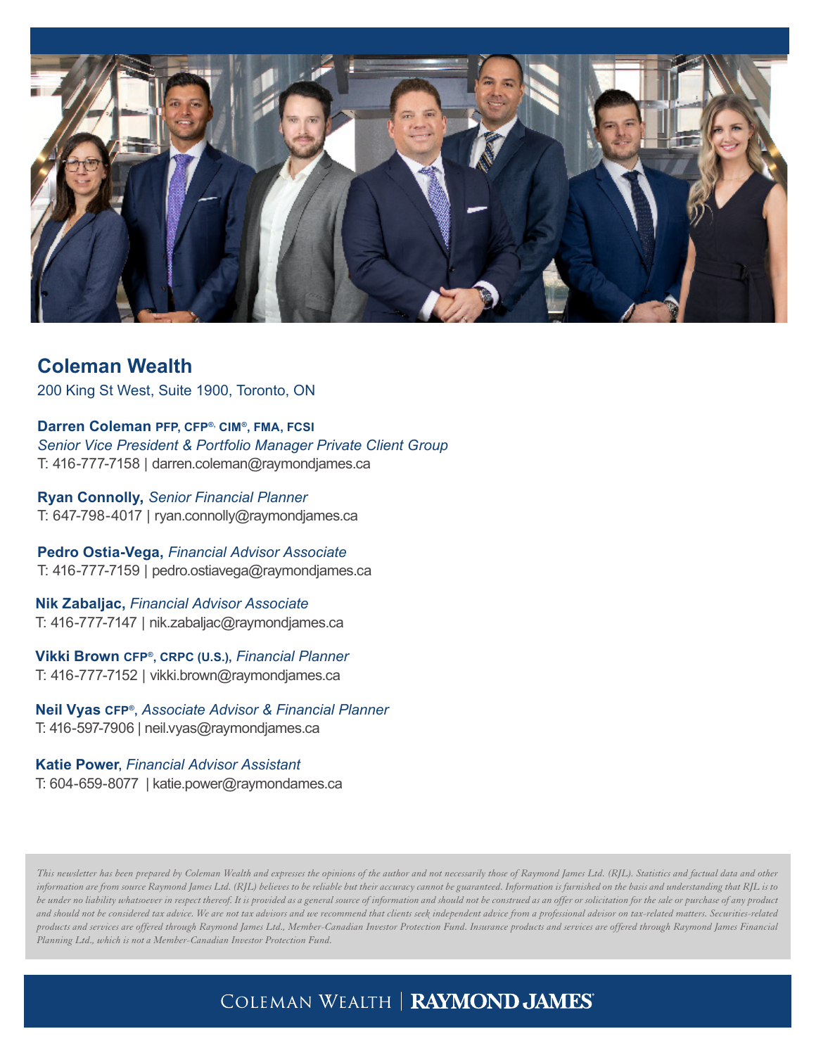## Coleman Wealth

200 King St West, Suite 1900, Toronto, ON

**Darren Coleman PFP, CFP®, CIM®, FMA, FCSI**
*Senior Vice President & Portfolio Manager Private Client Group*
T: 416-777-7158 | darren.coleman@raymondjames.ca

**Ryan Connolly,** *Senior Financial Planner*
T: 647-798-4017 | ryan.connolly@raymondjames.ca

**Pedro Ostia-Vega,** *Financial Advisor Associate*
T: 416-777-7159 | pedro.ostiavega@raymondjames.ca

**Nik Zabaljac,** *Financial Advisor Associate*
T: 416-777-7147 | nik.zabaljac@raymondjames.ca

**Vikki Brown CFP®, CRPC (U.S.),** *Financial Planner*
T: 416-777-7152 | vikki.brown@raymondjames.ca

**Neil Vyas CFP®,** *Associate Advisor & Financial Planner*
T: 416-597-7906 | neil.vyas@raymondjames.ca

**Katie Power,** *Financial Advisor Assistant*
T: 604-659-8077 | katie.power@raymondames.ca

*This newsletter has been prepared by Coleman Wealth and expresses the opinions of the author and not necessarily those of Raymond James Ltd. (RJL). Statistics and factual data and other information are from source Raymond James Ltd. (RJL) believes to be reliable but their accuracy cannot be guaranteed. Information is furnished on the basis and understanding that RJL is to be under no liability whatsoever in respect thereof. It is provided as a general source of information and should not be construed as an offer or solicitation for the sale or purchase of any product and should not be considered tax advice. We are not tax advisors and we recommend that clients seek independent advice from a professional advisor on tax-related matters. Securities-related products and services are offered through Raymond James Ltd., Member-Canadian Investor Protection Fund. Insurance products and services are offered through Raymond James Financial Planning Ltd., which is not a Member-Canadian Investor Protection Fund.*

COLEMAN WEALTH | RAYMOND JAMES®